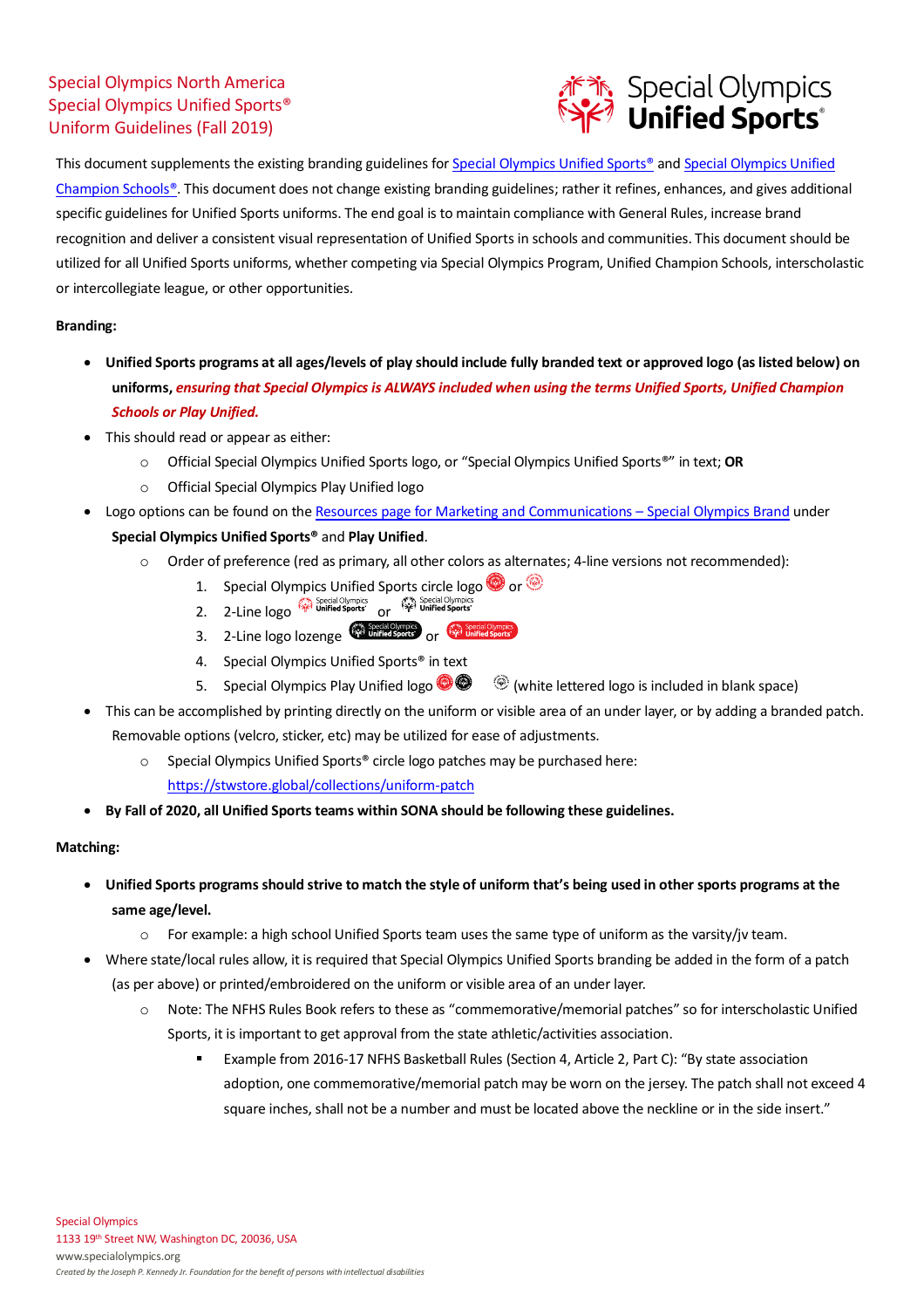Special Olympics North America
Special Olympics Unified Sports®
Uniform Guidelines (Fall 2019)

This document supplements the existing branding guidelines for [Special Olympics Unified Sports®] and [Special Olympics Unified Champion Schools®]. This document does not change existing branding guidelines; rather it refines, enhances, and gives additional specific guidelines for Unified Sports uniforms. The end goal is to maintain compliance with General Rules, increase brand recognition and deliver a consistent visual representation of Unified Sports in schools and communities. This document should be utilized for all Unified Sports uniforms, whether competing via Special Olympics Program, Unified Champion Schools, interscholastic or intercollegiate league, or other opportunities.

**Branding:**

- **Unified Sports programs at all ages/levels of play should include fully branded text or approved logo (as listed below) on uniforms,** ***ensuring that Special Olympics is ALWAYS included when using the terms Unified Sports, Unified Champion Schools or Play Unified.***
- This should read or appear as either:
  - Official Special Olympics Unified Sports logo, or "Special Olympics Unified Sports®" in text; **OR**
  - Official Special Olympics Play Unified logo
- Logo options can be found on the [Resources page for Marketing and Communications – Special Olympics Brand] under **Special Olympics Unified Sports®** and **Play Unified**.
  - Order of preference (red as primary, all other colors as alternates; 4-line versions not recommended):
    1. Special Olympics Unified Sports circle logo or
    2. 2-Line logo or
    3. 2-Line logo lozenge or
    4. Special Olympics Unified Sports® in text
    5. Special Olympics Play Unified logo (white lettered logo is included in blank space)
- This can be accomplished by printing directly on the uniform or visible area of an under layer, or by adding a branded patch. Removable options (velcro, sticker, etc) may be utilized for ease of adjustments.
  - Special Olympics Unified Sports® circle logo patches may be purchased here: https://stwstore.global/collections/uniform-patch
- **By Fall of 2020, all Unified Sports teams within SONA should be following these guidelines.**

**Matching:**

- **Unified Sports programs should strive to match the style of uniform that's being used in other sports programs at the same age/level.**
  - For example: a high school Unified Sports team uses the same type of uniform as the varsity/jv team.
- Where state/local rules allow, it is required that Special Olympics Unified Sports branding be added in the form of a patch (as per above) or printed/embroidered on the uniform or visible area of an under layer.
  - Note: The NFHS Rules Book refers to these as "commemorative/memorial patches" so for interscholastic Unified Sports, it is important to get approval from the state athletic/activities association.
    - Example from 2016-17 NFHS Basketball Rules (Section 4, Article 2, Part C): "By state association adoption, one commemorative/memorial patch may be worn on the jersey. The patch shall not exceed 4 square inches, shall not be a number and must be located above the neckline or in the side insert."

Special Olympics
1133 19th Street NW, Washington DC, 20036, USA
www.specialolympics.org
*Created by the Joseph P. Kennedy Jr. Foundation for the benefit of persons with intellectual disabilities*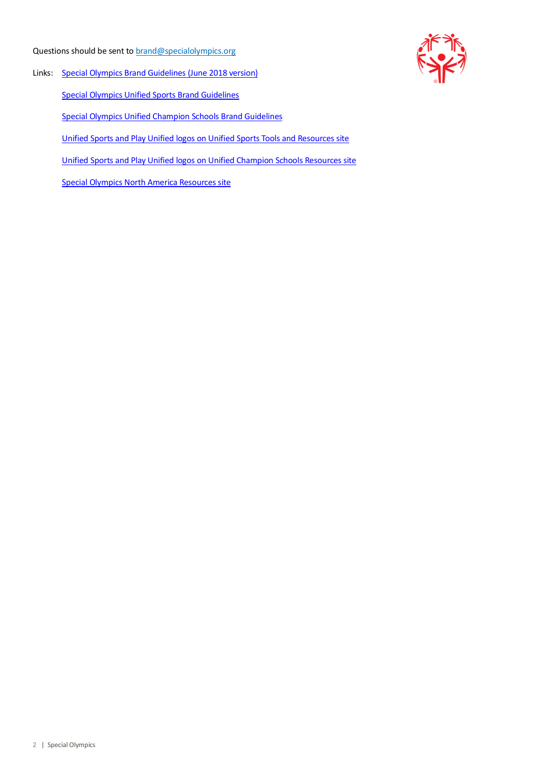Questions should be sent to brand@specialolympics.org

Links: Special Olympics Brand Guidelines (June 2018 version)

Special Olympics Unified Sports Brand Guidelines

Special Olympics Unified Champion Schools Brand Guidelines

Unified Sports and Play Unified logos on Unified Sports Tools and Resources site

Unified Sports and Play Unified logos on Unified Champion Schools Resources site

Special Olympics North America Resources site